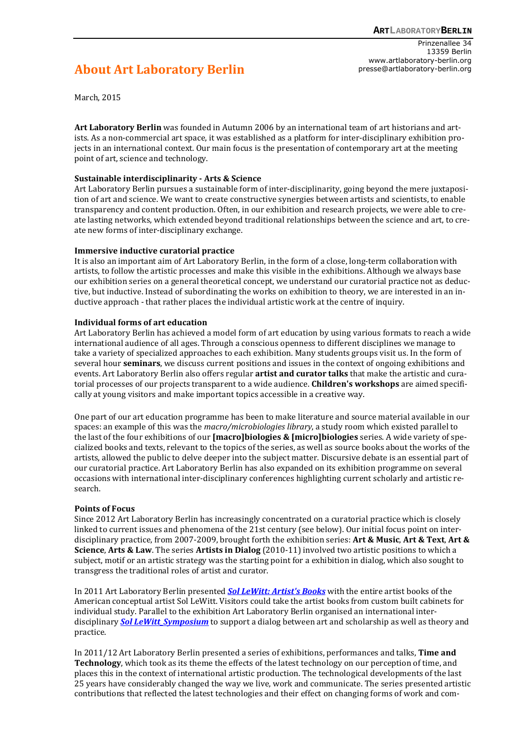# About Art Laboratory Berlin

Prinzenallee 34
13359 Berlin
www.artlaboratory-berlin.org
presse@artlaboratory-berlin.org

March, 2015

**Art Laboratory Berlin** was founded in Autumn 2006 by an international team of art historians and artists. As a non-commercial art space, it was established as a platform for inter-disciplinary exhibition projects in an international context. Our main focus is the presentation of contemporary art at the meeting point of art, science and technology.

**Sustainable interdisciplinarity - Arts & Science**
Art Laboratory Berlin pursues a sustainable form of inter-disciplinarity, going beyond the mere juxtaposition of art and science. We want to create constructive synergies between artists and scientists, to enable transparency and content production. Often, in our exhibition and research projects, we were able to create lasting networks, which extended beyond traditional relationships between the science and art, to create new forms of inter-disciplinary exchange.

**Immersive inductive curatorial practice**
It is also an important aim of Art Laboratory Berlin, in the form of a close, long-term collaboration with artists, to follow the artistic processes and make this visible in the exhibitions. Although we always base our exhibition series on a general theoretical concept, we understand our curatorial practice not as deductive, but inductive. Instead of subordinating the works on exhibition to theory, we are interested in an inductive approach - that rather places the individual artistic work at the centre of inquiry.

**Individual forms of art education**
Art Laboratory Berlin has achieved a model form of art education by using various formats to reach a wide international audience of all ages. Through a conscious openness to different disciplines we manage to take a variety of specialized approaches to each exhibition. Many students groups visit us. In the form of several hour **seminars**, we discuss current positions and issues in the context of ongoing exhibitions and events. Art Laboratory Berlin also offers regular **artist and curator talks** that make the artistic and curatorial processes of our projects transparent to a wide audience. **Children's workshops** are aimed specifically at young visitors and make important topics accessible in a creative way.

One part of our art education programme has been to make literature and source material available in our spaces: an example of this was the *macro/microbiologies library*, a study room which existed parallel to the last of the four exhibitions of our **[macro]biologies & [micro]biologies** series. A wide variety of specialized books and texts, relevant to the topics of the series, as well as source books about the works of the artists, allowed the public to delve deeper into the subject matter. Discursive debate is an essential part of our curatorial practice. Art Laboratory Berlin has also expanded on its exhibition programme on several occasions with international inter-disciplinary conferences highlighting current scholarly and artistic research.

**Points of Focus**
Since 2012 Art Laboratory Berlin has increasingly concentrated on a curatorial practice which is closely linked to current issues and phenomena of the 21st century (see below). Our initial focus point on inter-disciplinary practice, from 2007-2009, brought forth the exhibition series: **Art & Music**, **Art & Text**, **Art & Science**, **Arts & Law**. The series **Artists in Dialog** (2010-11) involved two artistic positions to which a subject, motif or an artistic strategy was the starting point for a exhibition in dialog, which also sought to transgress the traditional roles of artist and curator.

In 2011 Art Laboratory Berlin presented ***Sol LeWitt: Artist's Books*** with the entire artist books of the American conceptual artist Sol LeWitt. Visitors could take the artist books from custom built cabinets for individual study. Parallel to the exhibition Art Laboratory Berlin organised an international inter-disciplinary ***Sol LeWitt_Symposium*** to support a dialog between art and scholarship as well as theory and practice.

In 2011/12 Art Laboratory Berlin presented a series of exhibitions, performances and talks, **Time and Technology**, which took as its theme the effects of the latest technology on our perception of time, and places this in the context of international artistic production. The technological developments of the last 25 years have considerably changed the way we live, work and communicate. The series presented artistic contributions that reflected the latest technologies and their effect on changing forms of work and com-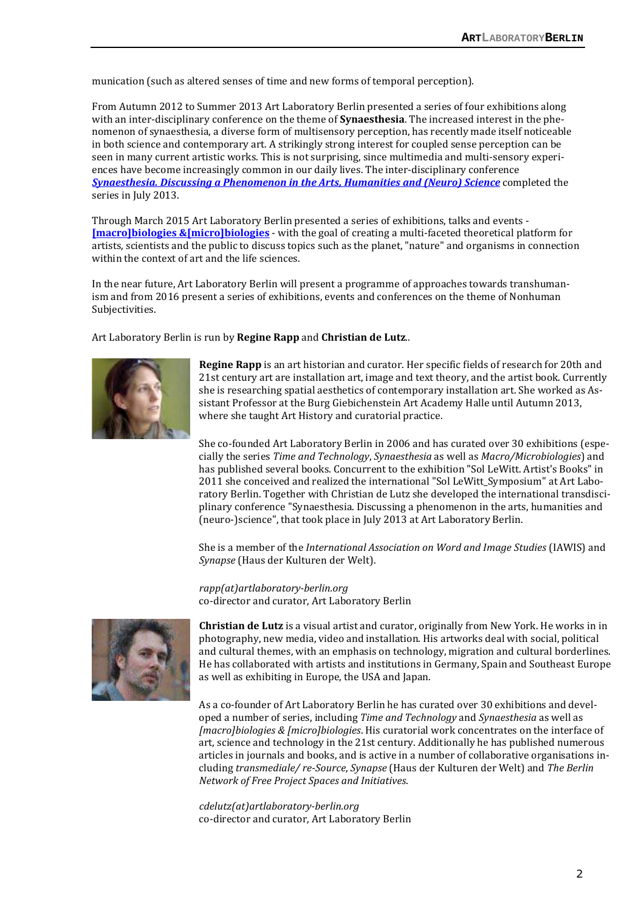munication (such as altered senses of time and new forms of temporal perception).

From Autumn 2012 to Summer 2013 Art Laboratory Berlin presented a series of four exhibitions along with an inter-disciplinary conference on the theme of **Synaesthesia**. The increased interest in the phenomenon of synaesthesia, a diverse form of multisensory perception, has recently made itself noticeable in both science and contemporary art. A strikingly strong interest for coupled sense perception can be seen in many current artistic works. This is not surprising, since multimedia and multi-sensory experiences have become increasingly common in our daily lives. The inter-disciplinary conference ***Synaesthesia. Discussing a Phenomenon in the Arts, Humanities and (Neuro) Science*** completed the series in July 2013.

Through March 2015 Art Laboratory Berlin presented a series of exhibitions, talks and events - **[macro]biologies &[micro]biologies** - with the goal of creating a multi-faceted theoretical platform for artists, scientists and the public to discuss topics such as the planet, "nature" and organisms in connection within the context of art and the life sciences.

In the near future, Art Laboratory Berlin will present a programme of approaches towards transhumanism and from 2016 present a series of exhibitions, events and conferences on the theme of Nonhuman Subjectivities.

Art Laboratory Berlin is run by **Regine Rapp** and **Christian de Lutz**..

**Regine Rapp** is an art historian and curator. Her specific fields of research for 20th and 21st century art are installation art, image and text theory, and the artist book. Currently she is researching spatial aesthetics of contemporary installation art. She worked as Assistant Professor at the Burg Giebichenstein Art Academy Halle until Autumn 2013, where she taught Art History and curatorial practice.

She co-founded Art Laboratory Berlin in 2006 and has curated over 30 exhibitions (especially the series *Time and Technology*, *Synaesthesia* as well as *Macro/Microbiologies*) and has published several books. Concurrent to the exhibition "Sol LeWitt. Artist's Books" in 2011 she conceived and realized the international "Sol LeWitt_Symposium" at Art Laboratory Berlin. Together with Christian de Lutz she developed the international transdisciplinary conference "Synaesthesia. Discussing a phenomenon in the arts, humanities and (neuro-)science", that took place in July 2013 at Art Laboratory Berlin.

She is a member of the *International Association on Word and Image Studies* (IAWIS) and *Synapse* (Haus der Kulturen der Welt).

*rapp(at)artlaboratory-berlin.org*
co-director and curator, Art Laboratory Berlin

**Christian de Lutz** is a visual artist and curator, originally from New York. He works in in photography, new media, video and installation. His artworks deal with social, political and cultural themes, with an emphasis on technology, migration and cultural borderlines. He has collaborated with artists and institutions in Germany, Spain and Southeast Europe as well as exhibiting in Europe, the USA and Japan.

As a co-founder of Art Laboratory Berlin he has curated over 30 exhibitions and developed a number of series, including *Time and Technology* and *Synaesthesia* as well as *[macro]biologies & [micro]biologies*. His curatorial work concentrates on the interface of art, science and technology in the 21st century. Additionally he has published numerous articles in journals and books, and is active in a number of collaborative organisations including *transmediale/ re-Source*, *Synapse* (Haus der Kulturen der Welt) and *The Berlin Network of Free Project Spaces and Initiatives*.

*cdelutz(at)artlaboratory-berlin.org*
co-director and curator, Art Laboratory Berlin